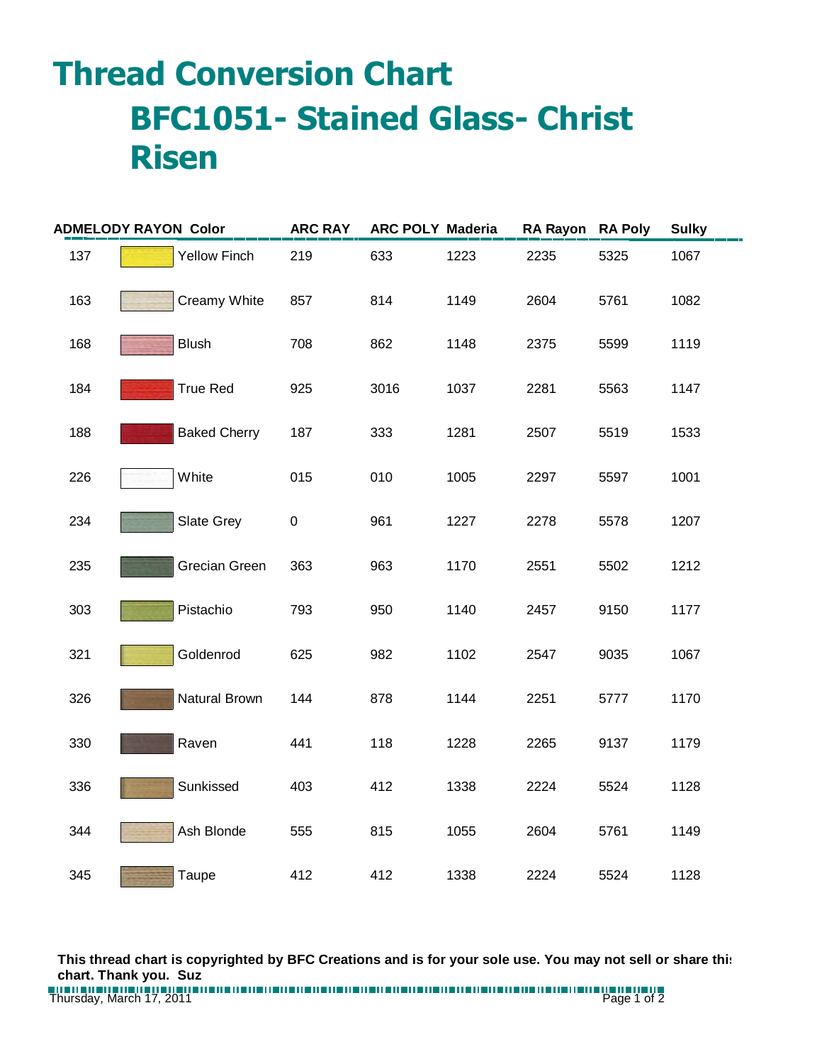# Thread Conversion Chart

## BFC1051- Stained Glass- Christ Risen

| ADMELODY RAYON | Color | ARC RAY | ARC POLY | Maderia | RA Rayon | RA Poly | Sulky |
|---|---|---|---|---|---|---|---|
| 137 | Yellow Finch | 219 | 633 | 1223 | 2235 | 5325 | 1067 |
| 163 | Creamy White | 857 | 814 | 1149 | 2604 | 5761 | 1082 |
| 168 | Blush | 708 | 862 | 1148 | 2375 | 5599 | 1119 |
| 184 | True Red | 925 | 3016 | 1037 | 2281 | 5563 | 1147 |
| 188 | Baked Cherry | 187 | 333 | 1281 | 2507 | 5519 | 1533 |
| 226 | White | 015 | 010 | 1005 | 2297 | 5597 | 1001 |
| 234 | Slate Grey | 0 | 961 | 1227 | 2278 | 5578 | 1207 |
| 235 | Grecian Green | 363 | 963 | 1170 | 2551 | 5502 | 1212 |
| 303 | Pistachio | 793 | 950 | 1140 | 2457 | 9150 | 1177 |
| 321 | Goldenrod | 625 | 982 | 1102 | 2547 | 9035 | 1067 |
| 326 | Natural Brown | 144 | 878 | 1144 | 2251 | 5777 | 1170 |
| 330 | Raven | 441 | 118 | 1228 | 2265 | 9137 | 1179 |
| 336 | Sunkissed | 403 | 412 | 1338 | 2224 | 5524 | 1128 |
| 344 | Ash Blonde | 555 | 815 | 1055 | 2604 | 5761 | 1149 |
| 345 | Taupe | 412 | 412 | 1338 | 2224 | 5524 | 1128 |

**This thread chart is copyrighted by BFC Creations and is for your sole use. You may not sell or share this chart. Thank you. Suz**

Thursday, March 17, 2011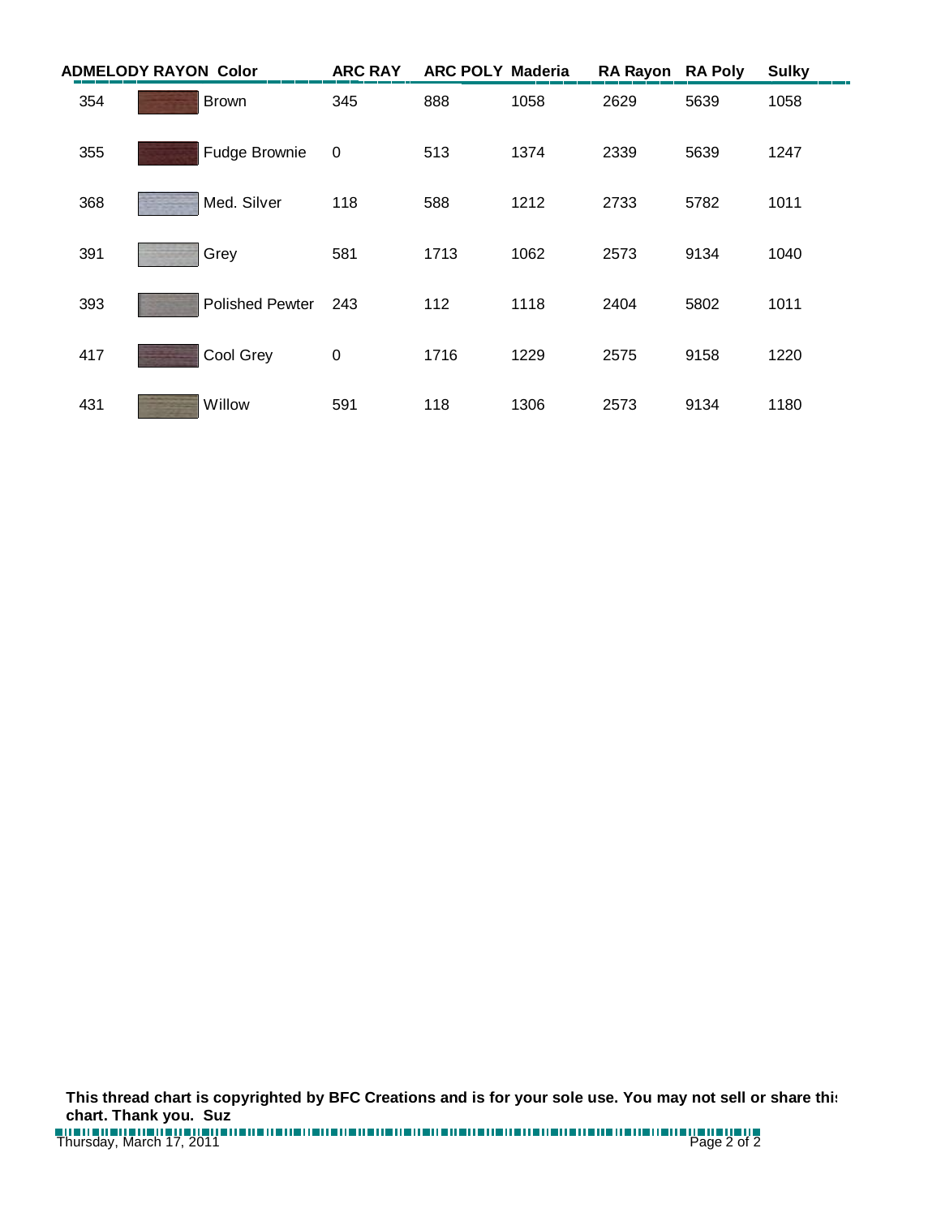| ADMELODY RAYON | Color | ARC RAY | ARC POLY | Maderia | RA Rayon | RA Poly | Sulky |
|---|---|---|---|---|---|---|---|
| 354 | Brown | 345 | 888 | 1058 | 2629 | 5639 | 1058 |
| 355 | Fudge Brownie | 0 | 513 | 1374 | 2339 | 5639 | 1247 |
| 368 | Med. Silver | 118 | 588 | 1212 | 2733 | 5782 | 1011 |
| 391 | Grey | 581 | 1713 | 1062 | 2573 | 9134 | 1040 |
| 393 | Polished Pewter | 243 | 112 | 1118 | 2404 | 5802 | 1011 |
| 417 | Cool Grey | 0 | 1716 | 1229 | 2575 | 9158 | 1220 |
| 431 | Willow | 591 | 118 | 1306 | 2573 | 9134 | 1180 |

**This thread chart is copyrighted by BFC Creations and is for your sole use. You may not sell or share this chart. Thank you. Suz**

Thursday, March 17, 2011